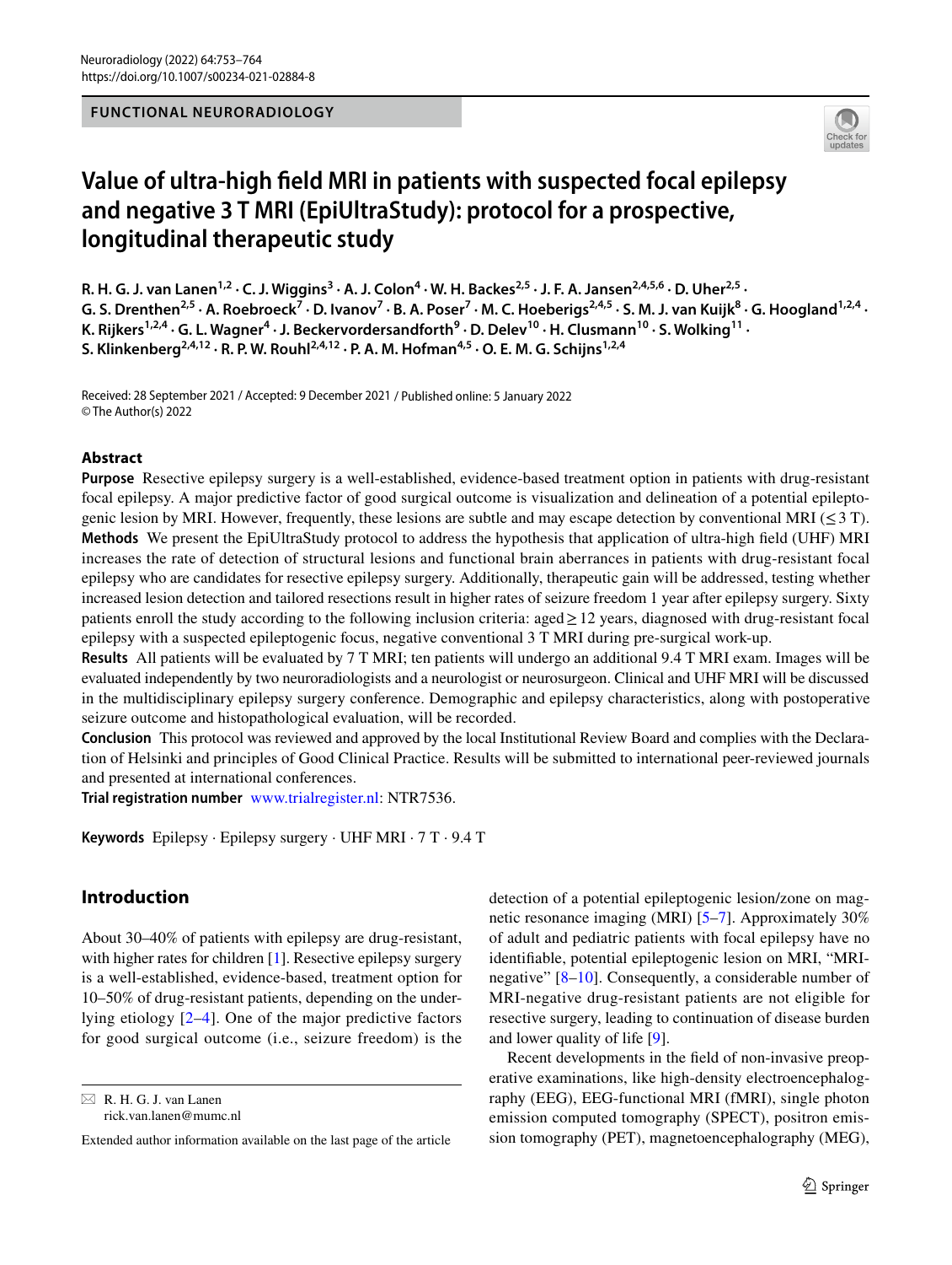FUNCTIONAL NEURORADIOLOGY

# Value of ultra-high field MRI in patients with suspected focal epilepsy and negative 3 T MRI (EpiUltraStudy): protocol for a prospective, longitudinal therapeutic study

R. H. G. J. van Lanen[1,2] · C. J. Wiggins[3] · A. J. Colon[4] · W. H. Backes[2,5] · J. F. A. Jansen[2,4,5,6] · D. Uher[2,5] · G. S. Drenthen[2,5] · A. Roebroeck[7] · D. Ivanov[7] · B. A. Poser[7] · M. C. Hoeberigs[2,4,5] · S. M. J. van Kuijk[8] · G. Hoogland[1,2,4] · K. Rijkers[1,2,4] · G. L. Wagner[4] · J. Beckervordersandforth[9] · D. Delev[10] · H. Clusmann[10] · S. Wolking[11] · S. Klinkenberg[2,4,12] · R. P. W. Rouhl[2,4,12] · P. A. M. Hofman[4,5] · O. E. M. G. Schijns[1,2,4]

Received: 28 September 2021 / Accepted: 9 December 2021 / Published online: 5 January 2022
© The Author(s) 2022

## Abstract

**Purpose** Resective epilepsy surgery is a well-established, evidence-based treatment option in patients with drug-resistant focal epilepsy. A major predictive factor of good surgical outcome is visualization and delineation of a potential epileptogenic lesion by MRI. However, frequently, these lesions are subtle and may escape detection by conventional MRI (≤ 3 T).

**Methods** We present the EpiUltraStudy protocol to address the hypothesis that application of ultra-high field (UHF) MRI increases the rate of detection of structural lesions and functional brain aberrances in patients with drug-resistant focal epilepsy who are candidates for resective epilepsy surgery. Additionally, therapeutic gain will be addressed, testing whether increased lesion detection and tailored resections result in higher rates of seizure freedom 1 year after epilepsy surgery. Sixty patients enroll the study according to the following inclusion criteria: aged ≥ 12 years, diagnosed with drug-resistant focal epilepsy with a suspected epileptogenic focus, negative conventional 3 T MRI during pre-surgical work-up.

**Results** All patients will be evaluated by 7 T MRI; ten patients will undergo an additional 9.4 T MRI exam. Images will be evaluated independently by two neuroradiologists and a neurologist or neurosurgeon. Clinical and UHF MRI will be discussed in the multidisciplinary epilepsy surgery conference. Demographic and epilepsy characteristics, along with postoperative seizure outcome and histopathological evaluation, will be recorded.

**Conclusion** This protocol was reviewed and approved by the local Institutional Review Board and complies with the Declaration of Helsinki and principles of Good Clinical Practice. Results will be submitted to international peer-reviewed journals and presented at international conferences.

**Trial registration number** www.trialregister.nl: NTR7536.

**Keywords** Epilepsy · Epilepsy surgery · UHF MRI · 7 T · 9.4 T

## Introduction

About 30–40% of patients with epilepsy are drug-resistant, with higher rates for children [1]. Resective epilepsy surgery is a well-established, evidence-based, treatment option for 10–50% of drug-resistant patients, depending on the underlying etiology [2–4]. One of the major predictive factors for good surgical outcome (i.e., seizure freedom) is the detection of a potential epileptogenic lesion/zone on magnetic resonance imaging (MRI) [5–7]. Approximately 30% of adult and pediatric patients with focal epilepsy have no identifiable, potential epileptogenic lesion on MRI, "MRI-negative" [8–10]. Consequently, a considerable number of MRI-negative drug-resistant patients are not eligible for resective surgery, leading to continuation of disease burden and lower quality of life [9].

Recent developments in the field of non-invasive preoperative examinations, like high-density electroencephalography (EEG), EEG-functional MRI (fMRI), single photon emission computed tomography (SPECT), positron emission tomography (PET), magnetoencephalography (MEG),

✉ R. H. G. J. van Lanen
rick.van.lanen@mumc.nl

Extended author information available on the last page of the article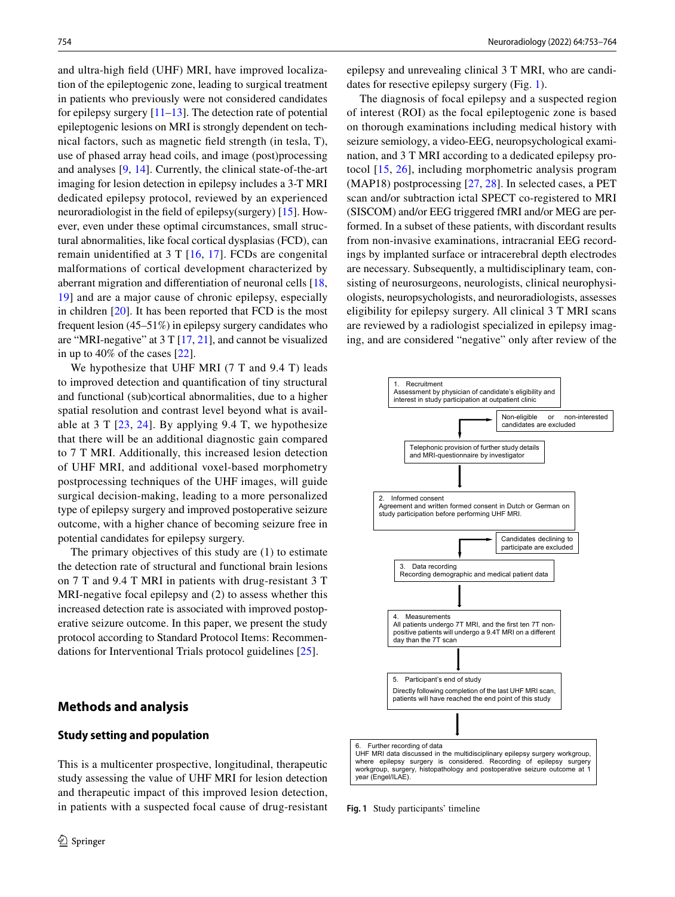and ultra-high field (UHF) MRI, have improved localization of the epileptogenic zone, leading to surgical treatment in patients who previously were not considered candidates for epilepsy surgery [11–13]. The detection rate of potential epileptogenic lesions on MRI is strongly dependent on technical factors, such as magnetic field strength (in tesla, T), use of phased array head coils, and image (post)processing and analyses [9, 14]. Currently, the clinical state-of-the-art imaging for lesion detection in epilepsy includes a 3-T MRI dedicated epilepsy protocol, reviewed by an experienced neuroradiologist in the field of epilepsy(surgery) [15]. However, even under these optimal circumstances, small structural abnormalities, like focal cortical dysplasias (FCD), can remain unidentified at 3 T [16, 17]. FCDs are congenital malformations of cortical development characterized by aberrant migration and differentiation of neuronal cells [18, 19] and are a major cause of chronic epilepsy, especially in children [20]. It has been reported that FCD is the most frequent lesion (45–51%) in epilepsy surgery candidates who are "MRI-negative" at 3 T [17, 21], and cannot be visualized in up to 40% of the cases [22].

We hypothesize that UHF MRI (7 T and 9.4 T) leads to improved detection and quantification of tiny structural and functional (sub)cortical abnormalities, due to a higher spatial resolution and contrast level beyond what is available at 3 T [23, 24]. By applying 9.4 T, we hypothesize that there will be an additional diagnostic gain compared to 7 T MRI. Additionally, this increased lesion detection of UHF MRI, and additional voxel-based morphometry postprocessing techniques of the UHF images, will guide surgical decision-making, leading to a more personalized type of epilepsy surgery and improved postoperative seizure outcome, with a higher chance of becoming seizure free in potential candidates for epilepsy surgery.

The primary objectives of this study are (1) to estimate the detection rate of structural and functional brain lesions on 7 T and 9.4 T MRI in patients with drug-resistant 3 T MRI-negative focal epilepsy and (2) to assess whether this increased detection rate is associated with improved postoperative seizure outcome. In this paper, we present the study protocol according to Standard Protocol Items: Recommendations for Interventional Trials protocol guidelines [25].

## Methods and analysis

### Study setting and population

This is a multicenter prospective, longitudinal, therapeutic study assessing the value of UHF MRI for lesion detection and therapeutic impact of this improved lesion detection, in patients with a suspected focal cause of drug-resistant epilepsy and unrevealing clinical 3 T MRI, who are candidates for resective epilepsy surgery (Fig. 1).

The diagnosis of focal epilepsy and a suspected region of interest (ROI) as the focal epileptogenic zone is based on thorough examinations including medical history with seizure semiology, a video-EEG, neuropsychological examination, and 3 T MRI according to a dedicated epilepsy protocol [15, 26], including morphometric analysis program (MAP18) postprocessing [27, 28]. In selected cases, a PET scan and/or subtraction ictal SPECT co-registered to MRI (SISCOM) and/or EEG triggered fMRI and/or MEG are performed. In a subset of these patients, with discordant results from non-invasive examinations, intracranial EEG recordings by implanted surface or intracerebral depth electrodes are necessary. Subsequently, a multidisciplinary team, consisting of neurosurgeons, neurologists, clinical neurophysiologists, neuropsychologists, and neuroradiologists, assesses eligibility for epilepsy surgery. All clinical 3 T MRI scans are reviewed by a radiologist specialized in epilepsy imaging, and are considered "negative" only after review of the

1. Recruitment
Assessment by physician of candidate's eligibility and interest in study participation at outpatient clinic

Non-eligible or non-interested candidates are excluded

Telephonic provision of further study details and MRI-questionnaire by investigator

2. Informed consent
Agreement and written formed consent in Dutch or German on study participation before performing UHF MRI.

Candidates declining to participate are excluded

3. Data recording
Recording demographic and medical patient data

4. Measurements
All patients undergo 7T MRI, and the first ten 7T non-positive patients will undergo a 9.4T MRI on a different day than the 7T scan

5. Participant's end of study
Directly following completion of the last UHF MRI scan, patients will have reached the end point of this study

6. Further recording of data
UHF MRI data discussed in the multidisciplinary epilepsy surgery workgroup, where epilepsy surgery is considered. Recording of epilepsy surgery workgroup, surgery, histopathology and postoperative seizure outcome at 1 year (Engel/ILAE).

**Fig. 1** Study participants' timeline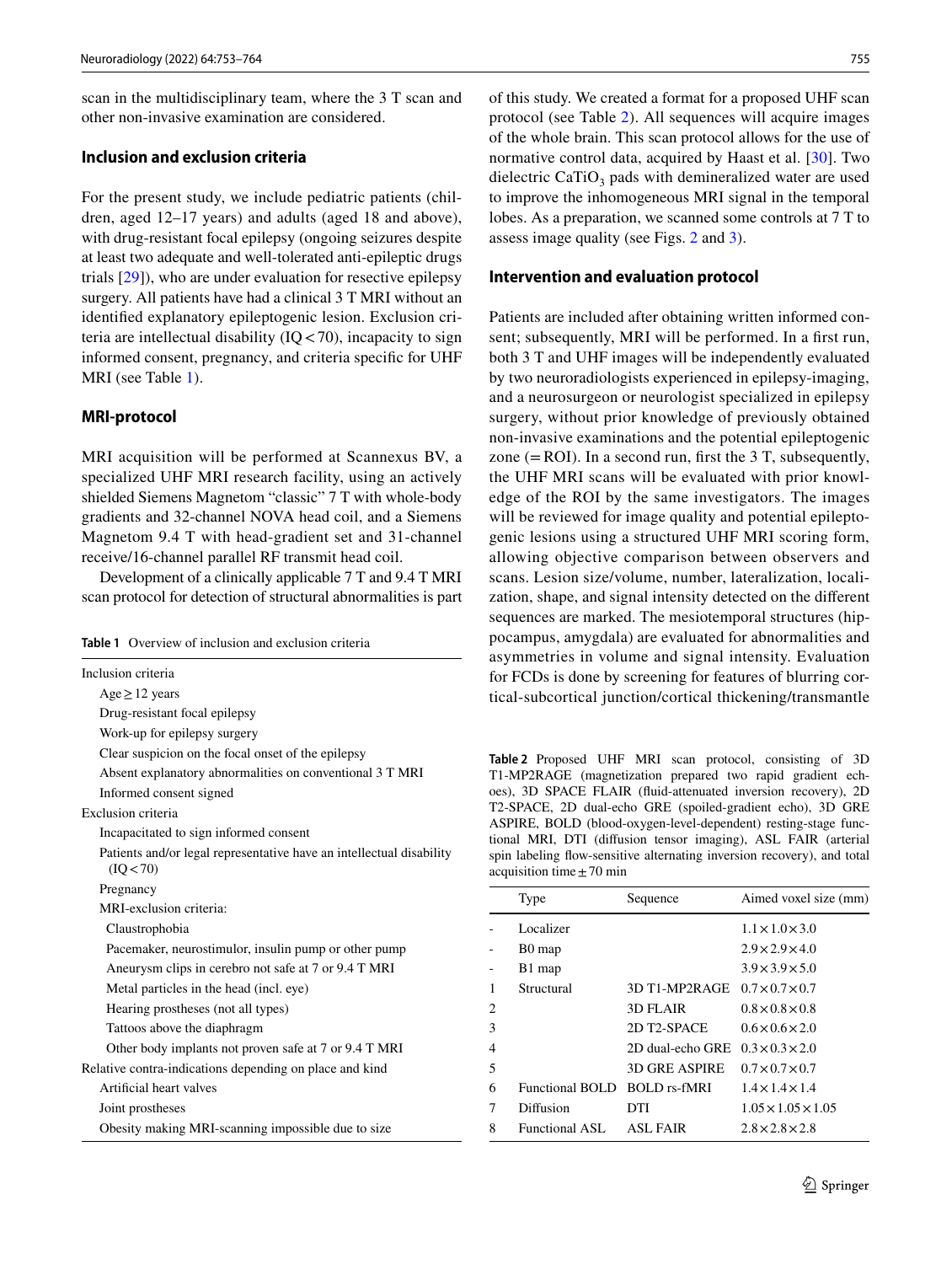scan in the multidisciplinary team, where the 3 T scan and other non-invasive examination are considered.

### Inclusion and exclusion criteria

For the present study, we include pediatric patients (children, aged 12–17 years) and adults (aged 18 and above), with drug-resistant focal epilepsy (ongoing seizures despite at least two adequate and well-tolerated anti-epileptic drugs trials [29]), who are under evaluation for resective epilepsy surgery. All patients have had a clinical 3 T MRI without an identified explanatory epileptogenic lesion. Exclusion criteria are intellectual disability (IQ < 70), incapacity to sign informed consent, pregnancy, and criteria specific for UHF MRI (see Table 1).

### MRI-protocol

MRI acquisition will be performed at Scannexus BV, a specialized UHF MRI research facility, using an actively shielded Siemens Magnetom "classic" 7 T with whole-body gradients and 32-channel NOVA head coil, and a Siemens Magnetom 9.4 T with head-gradient set and 31-channel receive/16-channel parallel RF transmit head coil.

Development of a clinically applicable 7 T and 9.4 T MRI scan protocol for detection of structural abnormalities is part of this study. We created a format for a proposed UHF scan protocol (see Table 2). All sequences will acquire images of the whole brain. This scan protocol allows for the use of normative control data, acquired by Haast et al. [30]. Two dielectric $CaTiO_3$ pads with demineralized water are used to improve the inhomogeneous MRI signal in the temporal lobes. As a preparation, we scanned some controls at 7 T to assess image quality (see Figs. 2 and 3).

**Table 1** Overview of inclusion and exclusion criteria

| |
|---|
| Inclusion criteria |
| Age ≥ 12 years |
| Drug-resistant focal epilepsy |
| Work-up for epilepsy surgery |
| Clear suspicion on the focal onset of the epilepsy |
| Absent explanatory abnormalities on conventional 3 T MRI |
| Informed consent signed |
| Exclusion criteria |
| Incapacitated to sign informed consent |
| Patients and/or legal representative have an intellectual disability (IQ < 70) |
| Pregnancy |
| MRI-exclusion criteria: |
| Claustrophobia |
| Pacemaker, neurostimulor, insulin pump or other pump |
| Aneurysm clips in cerebro not safe at 7 or 9.4 T MRI |
| Metal particles in the head (incl. eye) |
| Hearing prostheses (not all types) |
| Tattoos above the diaphragm |
| Other body implants not proven safe at 7 or 9.4 T MRI |
| Relative contra-indications depending on place and kind |
| Artificial heart valves |
| Joint prostheses |
| Obesity making MRI-scanning impossible due to size |

### Intervention and evaluation protocol

Patients are included after obtaining written informed consent; subsequently, MRI will be performed. In a first run, both 3 T and UHF images will be independently evaluated by two neuroradiologists experienced in epilepsy-imaging, and a neurosurgeon or neurologist specialized in epilepsy surgery, without prior knowledge of previously obtained non-invasive examinations and the potential epileptogenic zone (= ROI). In a second run, first the 3 T, subsequently, the UHF MRI scans will be evaluated with prior knowledge of the ROI by the same investigators. The images will be reviewed for image quality and potential epileptogenic lesions using a structured UHF MRI scoring form, allowing objective comparison between observers and scans. Lesion size/volume, number, lateralization, localization, shape, and signal intensity detected on the different sequences are marked. The mesiotemporal structures (hippocampus, amygdala) are evaluated for abnormalities and asymmetries in volume and signal intensity. Evaluation for FCDs is done by screening for features of blurring cortical-subcortical junction/cortical thickening/transmantle

**Table 2** Proposed UHF MRI scan protocol, consisting of 3D T1-MP2RAGE (magnetization prepared two rapid gradient echoes), 3D SPACE FLAIR (fluid-attenuated inversion recovery), 2D T2-SPACE, 2D dual-echo GRE (spoiled-gradient echo), 3D GRE ASPIRE, BOLD (blood-oxygen-level-dependent) resting-stage functional MRI, DTI (diffusion tensor imaging), ASL FAIR (arterial spin labeling flow-sensitive alternating inversion recovery), and total acquisition time ± 70 min

| | Type | Sequence | Aimed voxel size (mm) |
|---|---|---|---|
| - | Localizer | | 1.1 × 1.0 × 3.0 |
| - | B0 map | | 2.9 × 2.9 × 4.0 |
| - | B1 map | | 3.9 × 3.9 × 5.0 |
| 1 | Structural | 3D T1-MP2RAGE | 0.7 × 0.7 × 0.7 |
| 2 | | 3D FLAIR | 0.8 × 0.8 × 0.8 |
| 3 | | 2D T2-SPACE | 0.6 × 0.6 × 2.0 |
| 4 | | 2D dual-echo GRE | 0.3 × 0.3 × 2.0 |
| 5 | | 3D GRE ASPIRE | 0.7 × 0.7 × 0.7 |
| 6 | Functional BOLD | BOLD rs-fMRI | 1.4 × 1.4 × 1.4 |
| 7 | Diffusion | DTI | 1.05 × 1.05 × 1.05 |
| 8 | Functional ASL | ASL FAIR | 2.8 × 2.8 × 2.8 |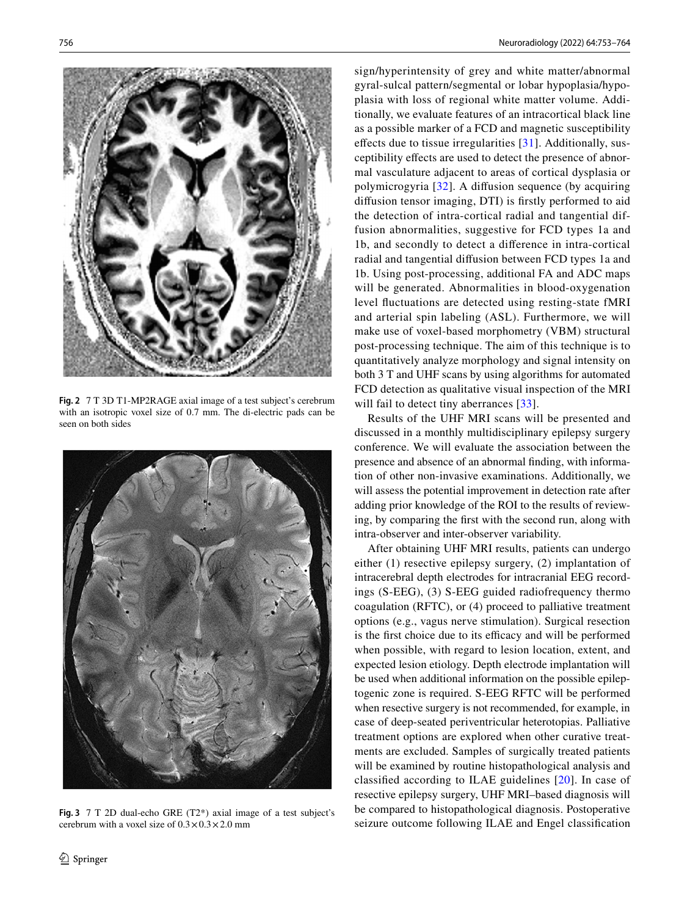Fig. 2 7 T 3D T1-MP2RAGE axial image of a test subject's cerebrum with an isotropic voxel size of 0.7 mm. The di-electric pads can be seen on both sides

Fig. 3 7 T 2D dual-echo GRE (T2*) axial image of a test subject's cerebrum with a voxel size of $0.3 \times 0.3 \times 2.0$ mm

sign/hyperintensity of grey and white matter/abnormal gyral-sulcal pattern/segmental or lobar hypoplasia/hypoplasia with loss of regional white matter volume. Additionally, we evaluate features of an intracortical black line as a possible marker of a FCD and magnetic susceptibility effects due to tissue irregularities [31]. Additionally, susceptibility effects are used to detect the presence of abnormal vasculature adjacent to areas of cortical dysplasia or polymicrogyria [32]. A diffusion sequence (by acquiring diffusion tensor imaging, DTI) is firstly performed to aid the detection of intra-cortical radial and tangential diffusion abnormalities, suggestive for FCD types 1a and 1b, and secondly to detect a difference in intra-cortical radial and tangential diffusion between FCD types 1a and 1b. Using post-processing, additional FA and ADC maps will be generated. Abnormalities in blood-oxygenation level fluctuations are detected using resting-state fMRI and arterial spin labeling (ASL). Furthermore, we will make use of voxel-based morphometry (VBM) structural post-processing technique. The aim of this technique is to quantitatively analyze morphology and signal intensity on both 3 T and UHF scans by using algorithms for automated FCD detection as qualitative visual inspection of the MRI will fail to detect tiny aberrances [33].

Results of the UHF MRI scans will be presented and discussed in a monthly multidisciplinary epilepsy surgery conference. We will evaluate the association between the presence and absence of an abnormal finding, with information of other non-invasive examinations. Additionally, we will assess the potential improvement in detection rate after adding prior knowledge of the ROI to the results of reviewing, by comparing the first with the second run, along with intra-observer and inter-observer variability.

After obtaining UHF MRI results, patients can undergo either (1) resective epilepsy surgery, (2) implantation of intracerebral depth electrodes for intracranial EEG recordings (S-EEG), (3) S-EEG guided radiofrequency thermo coagulation (RFTC), or (4) proceed to palliative treatment options (e.g., vagus nerve stimulation). Surgical resection is the first choice due to its efficacy and will be performed when possible, with regard to lesion location, extent, and expected lesion etiology. Depth electrode implantation will be used when additional information on the possible epileptogenic zone is required. S-EEG RFTC will be performed when resective surgery is not recommended, for example, in case of deep-seated periventricular heterotopias. Palliative treatment options are explored when other curative treatments are excluded. Samples of surgically treated patients will be examined by routine histopathological analysis and classified according to ILAE guidelines [20]. In case of resective epilepsy surgery, UHF MRI–based diagnosis will be compared to histopathological diagnosis. Postoperative seizure outcome following ILAE and Engel classification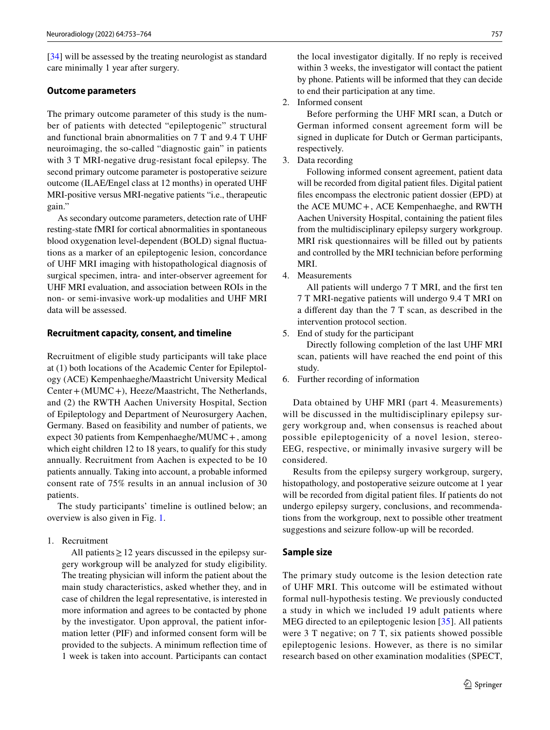[34] will be assessed by the treating neurologist as standard care minimally 1 year after surgery.

### Outcome parameters

The primary outcome parameter of this study is the number of patients with detected "epileptogenic" structural and functional brain abnormalities on 7 T and 9.4 T UHF neuroimaging, the so-called "diagnostic gain" in patients with 3 T MRI-negative drug-resistant focal epilepsy. The second primary outcome parameter is postoperative seizure outcome (ILAE/Engel class at 12 months) in operated UHF MRI-positive versus MRI-negative patients "i.e., therapeutic gain."

As secondary outcome parameters, detection rate of UHF resting-state fMRI for cortical abnormalities in spontaneous blood oxygenation level-dependent (BOLD) signal fluctuations as a marker of an epileptogenic lesion, concordance of UHF MRI imaging with histopathological diagnosis of surgical specimen, intra- and inter-observer agreement for UHF MRI evaluation, and association between ROIs in the non- or semi-invasive work-up modalities and UHF MRI data will be assessed.

### Recruitment capacity, consent, and timeline

Recruitment of eligible study participants will take place at (1) both locations of the Academic Center for Epileptology (ACE) Kempenhaeghe/Maastricht University Medical Center + (MUMC +), Heeze/Maastricht, The Netherlands, and (2) the RWTH Aachen University Hospital, Section of Epileptology and Department of Neurosurgery Aachen, Germany. Based on feasibility and number of patients, we expect 30 patients from Kempenhaeghe/MUMC +, among which eight children 12 to 18 years, to qualify for this study annually. Recruitment from Aachen is expected to be 10 patients annually. Taking into account, a probable informed consent rate of 75% results in an annual inclusion of 30 patients.

The study participants' timeline is outlined below; an overview is also given in Fig. 1.

1. Recruitment

   All patients ≥ 12 years discussed in the epilepsy surgery workgroup will be analyzed for study eligibility. The treating physician will inform the patient about the main study characteristics, asked whether they, and in case of children the legal representative, is interested in more information and agrees to be contacted by phone by the investigator. Upon approval, the patient information letter (PIF) and informed consent form will be provided to the subjects. A minimum reflection time of 1 week is taken into account. Participants can contact the local investigator digitally. If no reply is received within 3 weeks, the investigator will contact the patient by phone. Patients will be informed that they can decide to end their participation at any time.

2. Informed consent

   Before performing the UHF MRI scan, a Dutch or German informed consent agreement form will be signed in duplicate for Dutch or German participants, respectively.

3. Data recording

   Following informed consent agreement, patient data will be recorded from digital patient files. Digital patient files encompass the electronic patient dossier (EPD) at the ACE MUMC +, ACE Kempenhaeghe, and RWTH Aachen University Hospital, containing the patient files from the multidisciplinary epilepsy surgery workgroup. MRI risk questionnaires will be filled out by patients and controlled by the MRI technician before performing MRI.

4. Measurements

   All patients will undergo 7 T MRI, and the first ten 7 T MRI-negative patients will undergo 9.4 T MRI on a different day than the 7 T scan, as described in the intervention protocol section.

5. End of study for the participant

   Directly following completion of the last UHF MRI scan, patients will have reached the end point of this study.

6. Further recording of information

Data obtained by UHF MRI (part 4. Measurements) will be discussed in the multidisciplinary epilepsy surgery workgroup and, when consensus is reached about possible epileptogenicity of a novel lesion, stereo-EEG, respective, or minimally invasive surgery will be considered.

Results from the epilepsy surgery workgroup, surgery, histopathology, and postoperative seizure outcome at 1 year will be recorded from digital patient files. If patients do not undergo epilepsy surgery, conclusions, and recommendations from the workgroup, next to possible other treatment suggestions and seizure follow-up will be recorded.

### Sample size

The primary study outcome is the lesion detection rate of UHF MRI. This outcome will be estimated without formal null-hypothesis testing. We previously conducted a study in which we included 19 adult patients where MEG directed to an epileptogenic lesion [35]. All patients were 3 T negative; on 7 T, six patients showed possible epileptogenic lesions. However, as there is no similar research based on other examination modalities (SPECT,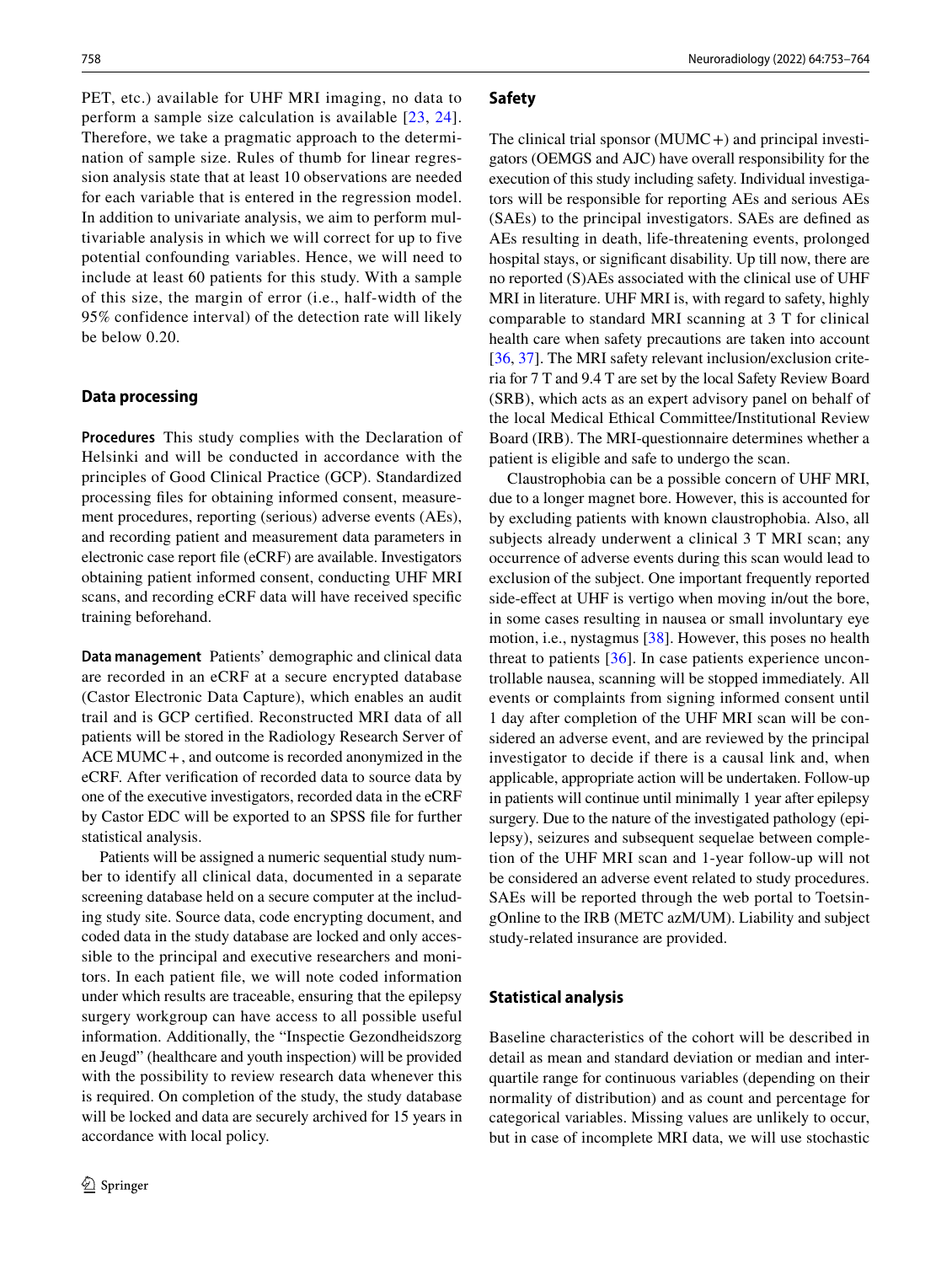PET, etc.) available for UHF MRI imaging, no data to perform a sample size calculation is available [23, 24]. Therefore, we take a pragmatic approach to the determination of sample size. Rules of thumb for linear regression analysis state that at least 10 observations are needed for each variable that is entered in the regression model. In addition to univariate analysis, we aim to perform multivariable analysis in which we will correct for up to five potential confounding variables. Hence, we will need to include at least 60 patients for this study. With a sample of this size, the margin of error (i.e., half-width of the 95% confidence interval) of the detection rate will likely be below 0.20.

### Data processing

**Procedures** This study complies with the Declaration of Helsinki and will be conducted in accordance with the principles of Good Clinical Practice (GCP). Standardized processing files for obtaining informed consent, measurement procedures, reporting (serious) adverse events (AEs), and recording patient and measurement data parameters in electronic case report file (eCRF) are available. Investigators obtaining patient informed consent, conducting UHF MRI scans, and recording eCRF data will have received specific training beforehand.

**Data management** Patients' demographic and clinical data are recorded in an eCRF at a secure encrypted database (Castor Electronic Data Capture), which enables an audit trail and is GCP certified. Reconstructed MRI data of all patients will be stored in the Radiology Research Server of ACE MUMC+, and outcome is recorded anonymized in the eCRF. After verification of recorded data to source data by one of the executive investigators, recorded data in the eCRF by Castor EDC will be exported to an SPSS file for further statistical analysis.

Patients will be assigned a numeric sequential study number to identify all clinical data, documented in a separate screening database held on a secure computer at the including study site. Source data, code encrypting document, and coded data in the study database are locked and only accessible to the principal and executive researchers and monitors. In each patient file, we will note coded information under which results are traceable, ensuring that the epilepsy surgery workgroup can have access to all possible useful information. Additionally, the "Inspectie Gezondheidszorg en Jeugd" (healthcare and youth inspection) will be provided with the possibility to review research data whenever this is required. On completion of the study, the study database will be locked and data are securely archived for 15 years in accordance with local policy.

### Safety

The clinical trial sponsor (MUMC+) and principal investigators (OEMGS and AJC) have overall responsibility for the execution of this study including safety. Individual investigators will be responsible for reporting AEs and serious AEs (SAEs) to the principal investigators. SAEs are defined as AEs resulting in death, life-threatening events, prolonged hospital stays, or significant disability. Up till now, there are no reported (S)AEs associated with the clinical use of UHF MRI in literature. UHF MRI is, with regard to safety, highly comparable to standard MRI scanning at 3 T for clinical health care when safety precautions are taken into account [36, 37]. The MRI safety relevant inclusion/exclusion criteria for 7 T and 9.4 T are set by the local Safety Review Board (SRB), which acts as an expert advisory panel on behalf of the local Medical Ethical Committee/Institutional Review Board (IRB). The MRI-questionnaire determines whether a patient is eligible and safe to undergo the scan.

Claustrophobia can be a possible concern of UHF MRI, due to a longer magnet bore. However, this is accounted for by excluding patients with known claustrophobia. Also, all subjects already underwent a clinical 3 T MRI scan; any occurrence of adverse events during this scan would lead to exclusion of the subject. One important frequently reported side-effect at UHF is vertigo when moving in/out the bore, in some cases resulting in nausea or small involuntary eye motion, i.e., nystagmus [38]. However, this poses no health threat to patients [36]. In case patients experience uncontrollable nausea, scanning will be stopped immediately. All events or complaints from signing informed consent until 1 day after completion of the UHF MRI scan will be considered an adverse event, and are reviewed by the principal investigator to decide if there is a causal link and, when applicable, appropriate action will be undertaken. Follow-up in patients will continue until minimally 1 year after epilepsy surgery. Due to the nature of the investigated pathology (epilepsy), seizures and subsequent sequelae between completion of the UHF MRI scan and 1-year follow-up will not be considered an adverse event related to study procedures. SAEs will be reported through the web portal to ToetsingOnline to the IRB (METC azM/UM). Liability and subject study-related insurance are provided.

### Statistical analysis

Baseline characteristics of the cohort will be described in detail as mean and standard deviation or median and interquartile range for continuous variables (depending on their normality of distribution) and as count and percentage for categorical variables. Missing values are unlikely to occur, but in case of incomplete MRI data, we will use stochastic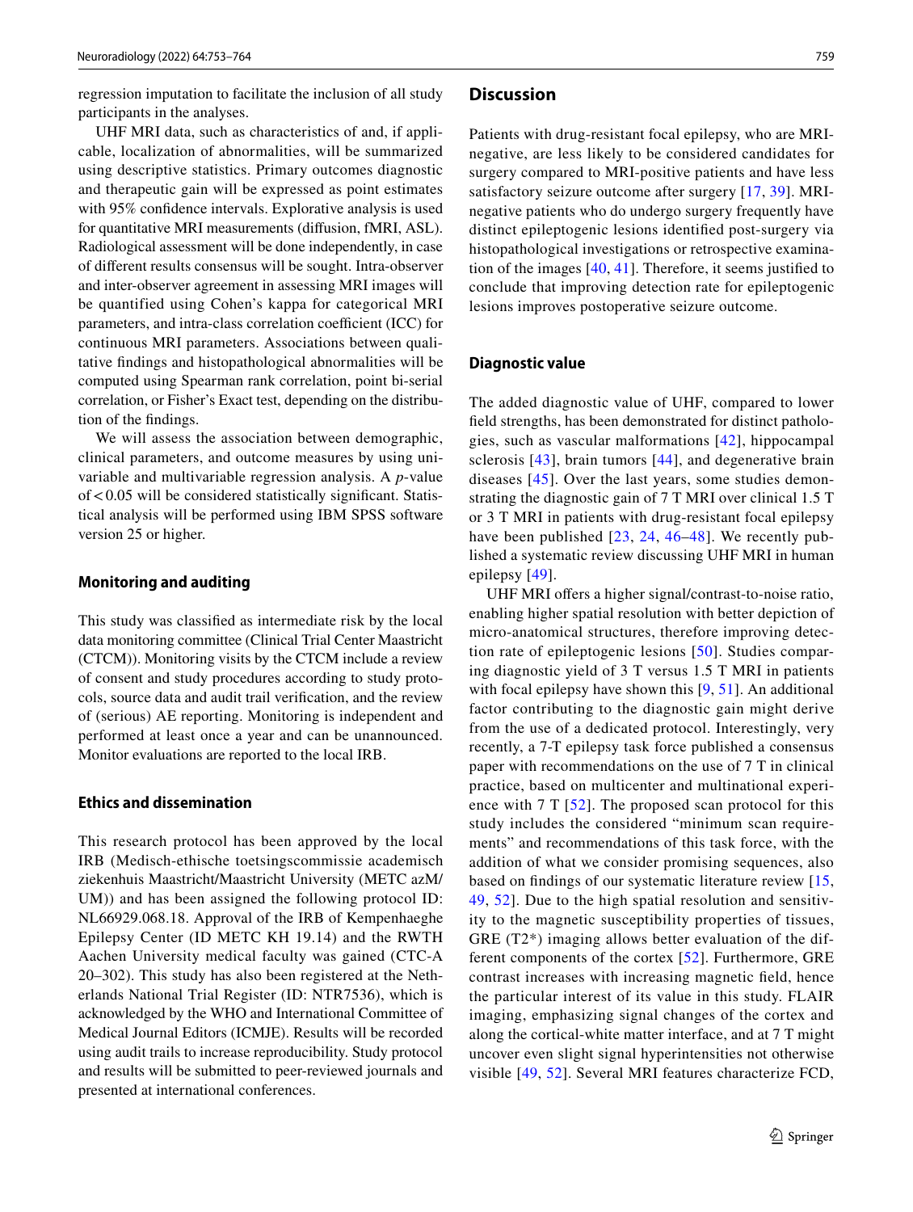regression imputation to facilitate the inclusion of all study participants in the analyses.

UHF MRI data, such as characteristics of and, if applicable, localization of abnormalities, will be summarized using descriptive statistics. Primary outcomes diagnostic and therapeutic gain will be expressed as point estimates with 95% confidence intervals. Explorative analysis is used for quantitative MRI measurements (diffusion, fMRI, ASL). Radiological assessment will be done independently, in case of different results consensus will be sought. Intra-observer and inter-observer agreement in assessing MRI images will be quantified using Cohen's kappa for categorical MRI parameters, and intra-class correlation coefficient (ICC) for continuous MRI parameters. Associations between qualitative findings and histopathological abnormalities will be computed using Spearman rank correlation, point bi-serial correlation, or Fisher's Exact test, depending on the distribution of the findings.

We will assess the association between demographic, clinical parameters, and outcome measures by using univariable and multivariable regression analysis. A *p*-value of $< 0.05$ will be considered statistically significant. Statistical analysis will be performed using IBM SPSS software version 25 or higher.

### Monitoring and auditing

This study was classified as intermediate risk by the local data monitoring committee (Clinical Trial Center Maastricht (CTCM)). Monitoring visits by the CTCM include a review of consent and study procedures according to study protocols, source data and audit trail verification, and the review of (serious) AE reporting. Monitoring is independent and performed at least once a year and can be unannounced. Monitor evaluations are reported to the local IRB.

### Ethics and dissemination

This research protocol has been approved by the local IRB (Medisch-ethische toetsingscommissie academisch ziekenhuis Maastricht/Maastricht University (METC azM/UM)) and has been assigned the following protocol ID: NL66929.068.18. Approval of the IRB of Kempenhaeghe Epilepsy Center (ID METC KH 19.14) and the RWTH Aachen University medical faculty was gained (CTC-A 20–302). This study has also been registered at the Netherlands National Trial Register (ID: NTR7536), which is acknowledged by the WHO and International Committee of Medical Journal Editors (ICMJE). Results will be recorded using audit trails to increase reproducibility. Study protocol and results will be submitted to peer-reviewed journals and presented at international conferences.

## Discussion

Patients with drug-resistant focal epilepsy, who are MRI-negative, are less likely to be considered candidates for surgery compared to MRI-positive patients and have less satisfactory seizure outcome after surgery [17, 39]. MRI-negative patients who do undergo surgery frequently have distinct epileptogenic lesions identified post-surgery via histopathological investigations or retrospective examination of the images [40, 41]. Therefore, it seems justified to conclude that improving detection rate for epileptogenic lesions improves postoperative seizure outcome.

### Diagnostic value

The added diagnostic value of UHF, compared to lower field strengths, has been demonstrated for distinct pathologies, such as vascular malformations [42], hippocampal sclerosis [43], brain tumors [44], and degenerative brain diseases [45]. Over the last years, some studies demonstrating the diagnostic gain of 7 T MRI over clinical 1.5 T or 3 T MRI in patients with drug-resistant focal epilepsy have been published [23, 24, 46–48]. We recently published a systematic review discussing UHF MRI in human epilepsy [49].

UHF MRI offers a higher signal/contrast-to-noise ratio, enabling higher spatial resolution with better depiction of micro-anatomical structures, therefore improving detection rate of epileptogenic lesions [50]. Studies comparing diagnostic yield of 3 T versus 1.5 T MRI in patients with focal epilepsy have shown this [9, 51]. An additional factor contributing to the diagnostic gain might derive from the use of a dedicated protocol. Interestingly, very recently, a 7-T epilepsy task force published a consensus paper with recommendations on the use of 7 T in clinical practice, based on multicenter and multinational experience with 7 T [52]. The proposed scan protocol for this study includes the considered "minimum scan requirements" and recommendations of this task force, with the addition of what we consider promising sequences, also based on findings of our systematic literature review [15, 49, 52]. Due to the high spatial resolution and sensitivity to the magnetic susceptibility properties of tissues, GRE (T2*) imaging allows better evaluation of the different components of the cortex [52]. Furthermore, GRE contrast increases with increasing magnetic field, hence the particular interest of its value in this study. FLAIR imaging, emphasizing signal changes of the cortex and along the cortical-white matter interface, and at 7 T might uncover even slight signal hyperintensities not otherwise visible [49, 52]. Several MRI features characterize FCD,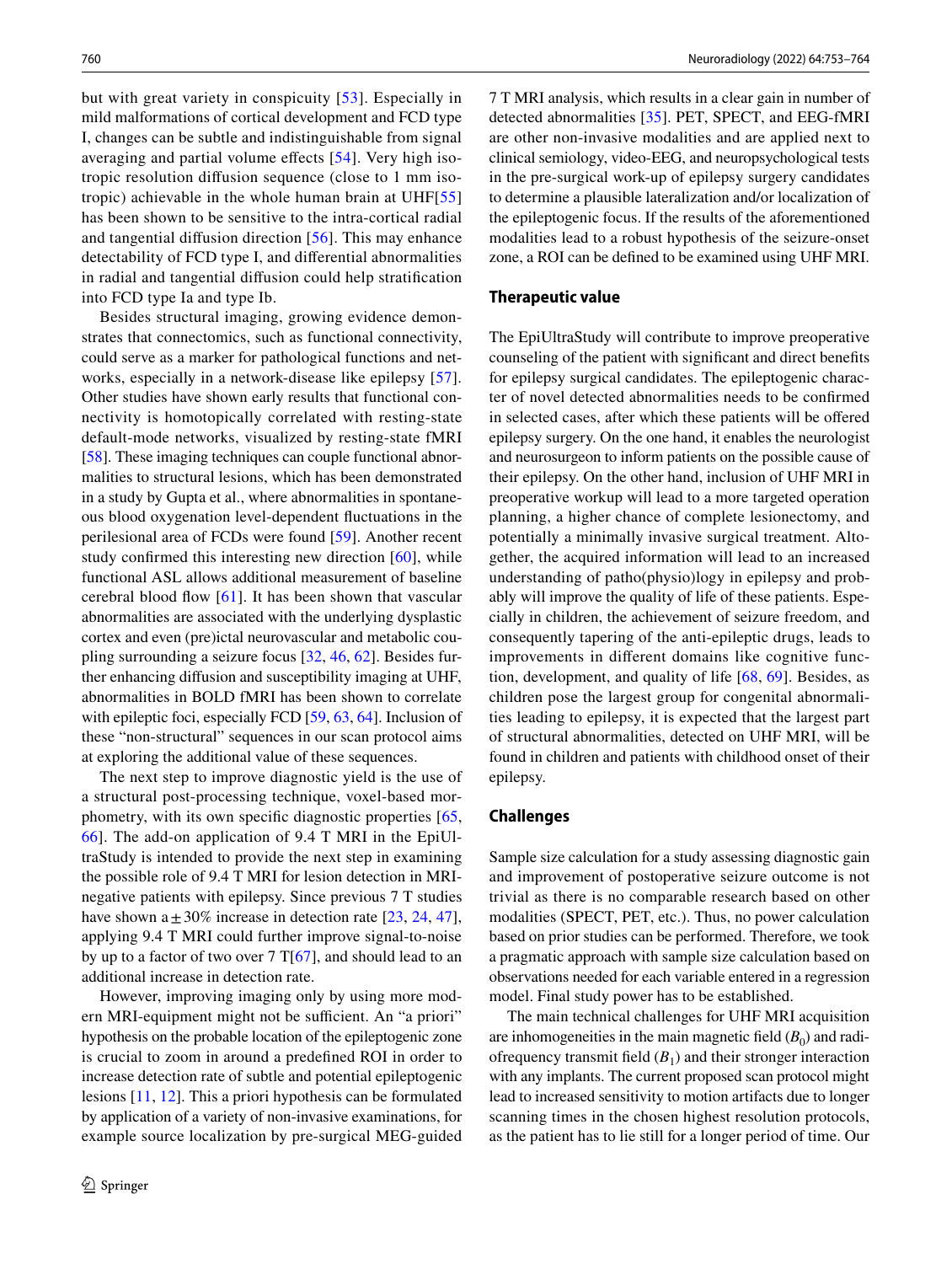but with great variety in conspicuity [53]. Especially in mild malformations of cortical development and FCD type I, changes can be subtle and indistinguishable from signal averaging and partial volume effects [54]. Very high isotropic resolution diffusion sequence (close to 1 mm isotropic) achievable in the whole human brain at UHF[55] has been shown to be sensitive to the intra-cortical radial and tangential diffusion direction [56]. This may enhance detectability of FCD type I, and differential abnormalities in radial and tangential diffusion could help stratification into FCD type Ia and type Ib.

Besides structural imaging, growing evidence demonstrates that connectomics, such as functional connectivity, could serve as a marker for pathological functions and networks, especially in a network-disease like epilepsy [57]. Other studies have shown early results that functional connectivity is homotopically correlated with resting-state default-mode networks, visualized by resting-state fMRI [58]. These imaging techniques can couple functional abnormalities to structural lesions, which has been demonstrated in a study by Gupta et al., where abnormalities in spontaneous blood oxygenation level-dependent fluctuations in the perilesional area of FCDs were found [59]. Another recent study confirmed this interesting new direction [60], while functional ASL allows additional measurement of baseline cerebral blood flow [61]. It has been shown that vascular abnormalities are associated with the underlying dysplastic cortex and even (pre)ictal neurovascular and metabolic coupling surrounding a seizure focus [32, 46, 62]. Besides further enhancing diffusion and susceptibility imaging at UHF, abnormalities in BOLD fMRI has been shown to correlate with epileptic foci, especially FCD [59, 63, 64]. Inclusion of these "non-structural" sequences in our scan protocol aims at exploring the additional value of these sequences.

The next step to improve diagnostic yield is the use of a structural post-processing technique, voxel-based morphometry, with its own specific diagnostic properties [65, 66]. The add-on application of 9.4 T MRI in the EpiUltraStudy is intended to provide the next step in examining the possible role of 9.4 T MRI for lesion detection in MRI-negative patients with epilepsy. Since previous 7 T studies have shown a ± 30% increase in detection rate [23, 24, 47], applying 9.4 T MRI could further improve signal-to-noise by up to a factor of two over 7 T[67], and should lead to an additional increase in detection rate.

However, improving imaging only by using more modern MRI-equipment might not be sufficient. An "a priori" hypothesis on the probable location of the epileptogenic zone is crucial to zoom in around a predefined ROI in order to increase detection rate of subtle and potential epileptogenic lesions [11, 12]. This a priori hypothesis can be formulated by application of a variety of non-invasive examinations, for example source localization by pre-surgical MEG-guided 7 T MRI analysis, which results in a clear gain in number of detected abnormalities [35]. PET, SPECT, and EEG-fMRI are other non-invasive modalities and are applied next to clinical semiology, video-EEG, and neuropsychological tests in the pre-surgical work-up of epilepsy surgery candidates to determine a plausible lateralization and/or localization of the epileptogenic focus. If the results of the aforementioned modalities lead to a robust hypothesis of the seizure-onset zone, a ROI can be defined to be examined using UHF MRI.

### Therapeutic value

The EpiUltraStudy will contribute to improve preoperative counseling of the patient with significant and direct benefits for epilepsy surgical candidates. The epileptogenic character of novel detected abnormalities needs to be confirmed in selected cases, after which these patients will be offered epilepsy surgery. On the one hand, it enables the neurologist and neurosurgeon to inform patients on the possible cause of their epilepsy. On the other hand, inclusion of UHF MRI in preoperative workup will lead to a more targeted operation planning, a higher chance of complete lesionectomy, and potentially a minimally invasive surgical treatment. Altogether, the acquired information will lead to an increased understanding of patho(physio)logy in epilepsy and probably will improve the quality of life of these patients. Especially in children, the achievement of seizure freedom, and consequently tapering of the anti-epileptic drugs, leads to improvements in different domains like cognitive function, development, and quality of life [68, 69]. Besides, as children pose the largest group for congenital abnormalities leading to epilepsy, it is expected that the largest part of structural abnormalities, detected on UHF MRI, will be found in children and patients with childhood onset of their epilepsy.

### Challenges

Sample size calculation for a study assessing diagnostic gain and improvement of postoperative seizure outcome is not trivial as there is no comparable research based on other modalities (SPECT, PET, etc.). Thus, no power calculation based on prior studies can be performed. Therefore, we took a pragmatic approach with sample size calculation based on observations needed for each variable entered in a regression model. Final study power has to be established.

The main technical challenges for UHF MRI acquisition are inhomogeneities in the main magnetic field ($B_0$) and radiofrequency transmit field ($B_1$) and their stronger interaction with any implants. The current proposed scan protocol might lead to increased sensitivity to motion artifacts due to longer scanning times in the chosen highest resolution protocols, as the patient has to lie still for a longer period of time. Our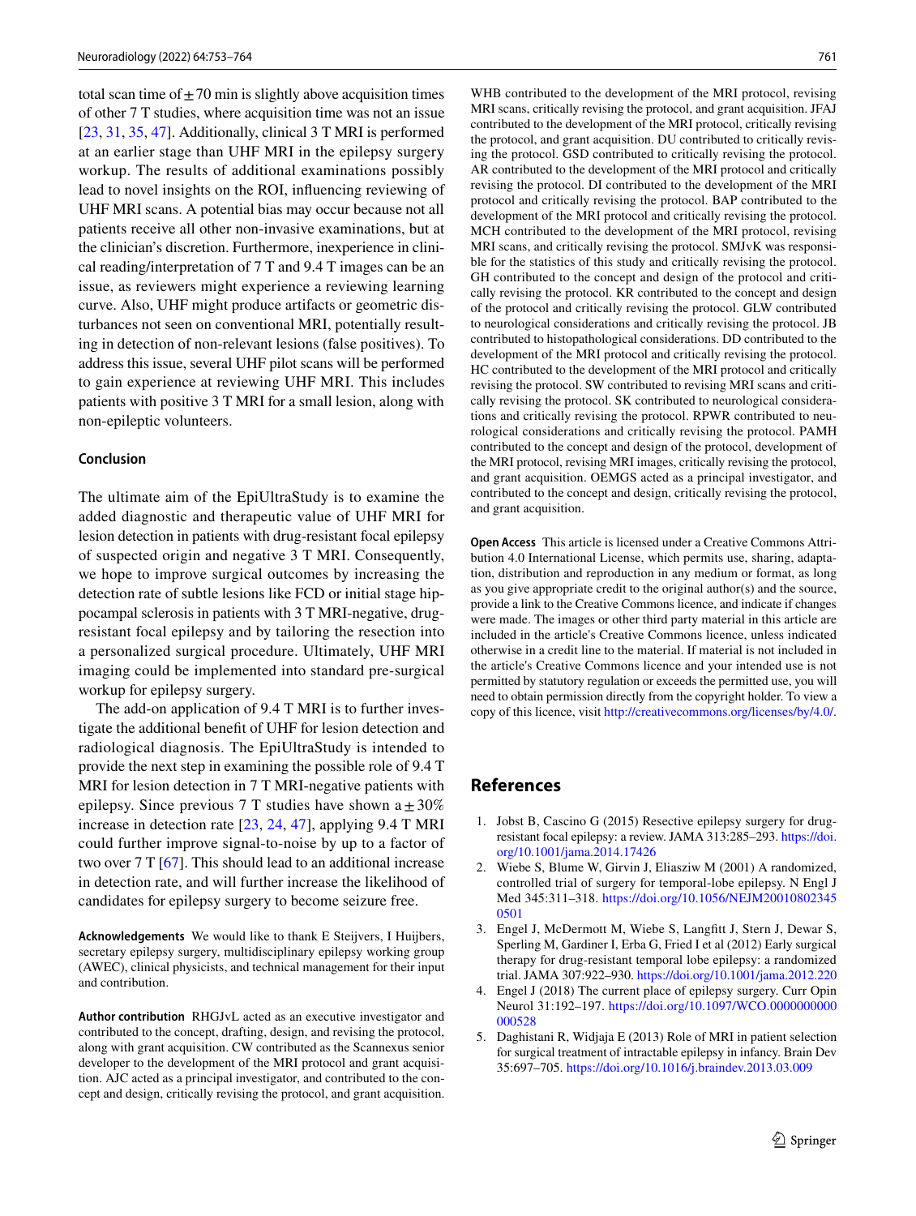total scan time of ± 70 min is slightly above acquisition times of other 7 T studies, where acquisition time was not an issue [23, 31, 35, 47]. Additionally, clinical 3 T MRI is performed at an earlier stage than UHF MRI in the epilepsy surgery workup. The results of additional examinations possibly lead to novel insights on the ROI, influencing reviewing of UHF MRI scans. A potential bias may occur because not all patients receive all other non-invasive examinations, but at the clinician's discretion. Furthermore, inexperience in clinical reading/interpretation of 7 T and 9.4 T images can be an issue, as reviewers might experience a reviewing learning curve. Also, UHF might produce artifacts or geometric disturbances not seen on conventional MRI, potentially resulting in detection of non-relevant lesions (false positives). To address this issue, several UHF pilot scans will be performed to gain experience at reviewing UHF MRI. This includes patients with positive 3 T MRI for a small lesion, along with non-epileptic volunteers.

## Conclusion

The ultimate aim of the EpiUltraStudy is to examine the added diagnostic and therapeutic value of UHF MRI for lesion detection in patients with drug-resistant focal epilepsy of suspected origin and negative 3 T MRI. Consequently, we hope to improve surgical outcomes by increasing the detection rate of subtle lesions like FCD or initial stage hippocampal sclerosis in patients with 3 T MRI-negative, drug-resistant focal epilepsy and by tailoring the resection into a personalized surgical procedure. Ultimately, UHF MRI imaging could be implemented into standard pre-surgical workup for epilepsy surgery.

The add-on application of 9.4 T MRI is to further investigate the additional benefit of UHF for lesion detection and radiological diagnosis. The EpiUltraStudy is intended to provide the next step in examining the possible role of 9.4 T MRI for lesion detection in 7 T MRI-negative patients with epilepsy. Since previous 7 T studies have shown a ± 30% increase in detection rate [23, 24, 47], applying 9.4 T MRI could further improve signal-to-noise by up to a factor of two over 7 T [67]. This should lead to an additional increase in detection rate, and will further increase the likelihood of candidates for epilepsy surgery to become seizure free.

**Acknowledgements** We would like to thank E Steijvers, I Huijbers, secretary epilepsy surgery, multidisciplinary epilepsy working group (AWEC), clinical physicists, and technical management for their input and contribution.

**Author contribution** RHGJvL acted as an executive investigator and contributed to the concept, drafting, design, and revising the protocol, along with grant acquisition. CW contributed as the Scannexus senior developer to the development of the MRI protocol and grant acquisition. AJC acted as a principal investigator, and contributed to the concept and design, critically revising the protocol, and grant acquisition. WHB contributed to the development of the MRI protocol, revising MRI scans, critically revising the protocol, and grant acquisition. JFAJ contributed to the development of the MRI protocol, critically revising the protocol, and grant acquisition. DU contributed to critically revising the protocol. GSD contributed to critically revising the protocol. AR contributed to the development of the MRI protocol and critically revising the protocol. DI contributed to the development of the MRI protocol and critically revising the protocol. BAP contributed to the development of the MRI protocol and critically revising the protocol. MCH contributed to the development of the MRI protocol, revising MRI scans, and critically revising the protocol. SMJvK was responsible for the statistics of this study and critically revising the protocol. GH contributed to the concept and design of the protocol and critically revising the protocol. KR contributed to the concept and design of the protocol and critically revising the protocol. GLW contributed to neurological considerations and critically revising the protocol. JB contributed to histopathological considerations. DD contributed to the development of the MRI protocol and critically revising the protocol. HC contributed to the development of the MRI protocol and critically revising the protocol. SW contributed to revising MRI scans and critically revising the protocol. SK contributed to neurological considerations and critically revising the protocol. RPWR contributed to neurological considerations and critically revising the protocol. PAMH contributed to the concept and design of the protocol, development of the MRI protocol, revising MRI images, critically revising the protocol, and grant acquisition. OEMGS acted as a principal investigator, and contributed to the concept and design, critically revising the protocol, and grant acquisition.

**Open Access** This article is licensed under a Creative Commons Attribution 4.0 International License, which permits use, sharing, adaptation, distribution and reproduction in any medium or format, as long as you give appropriate credit to the original author(s) and the source, provide a link to the Creative Commons licence, and indicate if changes were made. The images or other third party material in this article are included in the article's Creative Commons licence, unless indicated otherwise in a credit line to the material. If material is not included in the article's Creative Commons licence and your intended use is not permitted by statutory regulation or exceeds the permitted use, you will need to obtain permission directly from the copyright holder. To view a copy of this licence, visit http://creativecommons.org/licenses/by/4.0/.

## References

1. Jobst B, Cascino G (2015) Resective epilepsy surgery for drug-resistant focal epilepsy: a review. JAMA 313:285–293. https://doi.org/10.1001/jama.2014.17426
2. Wiebe S, Blume W, Girvin J, Eliasziw M (2001) A randomized, controlled trial of surgery for temporal-lobe epilepsy. N Engl J Med 345:311–318. https://doi.org/10.1056/NEJM200108023450501
3. Engel J, McDermott M, Wiebe S, Langfitt J, Stern J, Dewar S, Sperling M, Gardiner I, Erba G, Fried I et al (2012) Early surgical therapy for drug-resistant temporal lobe epilepsy: a randomized trial. JAMA 307:922–930. https://doi.org/10.1001/jama.2012.220
4. Engel J (2018) The current place of epilepsy surgery. Curr Opin Neurol 31:192–197. https://doi.org/10.1097/WCO.0000000000000528
5. Daghistani R, Widjaja E (2013) Role of MRI in patient selection for surgical treatment of intractable epilepsy in infancy. Brain Dev 35:697–705. https://doi.org/10.1016/j.braindev.2013.03.009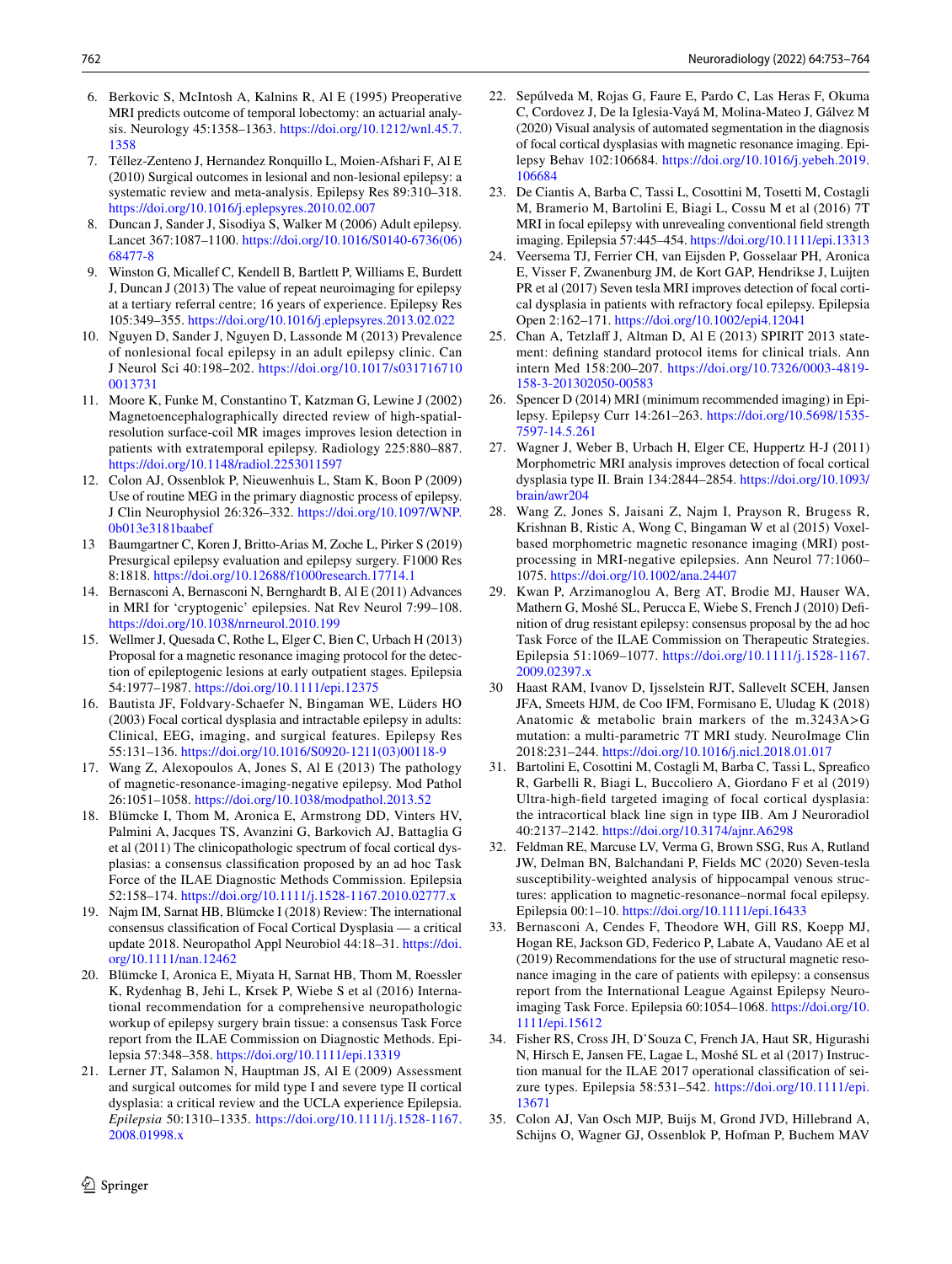6. Berkovic S, McIntosh A, Kalnins R, Al E (1995) Preoperative MRI predicts outcome of temporal lobectomy: an actuarial analysis. Neurology 45:1358–1363. https://doi.org/10.1212/wnl.45.7.1358
7. Téllez-Zenteno J, Hernandez Ronquillo L, Moien-Afshari F, Al E (2010) Surgical outcomes in lesional and non-lesional epilepsy: a systematic review and meta-analysis. Epilepsy Res 89:310–318. https://doi.org/10.1016/j.eplepsyres.2010.02.007
8. Duncan J, Sander J, Sisodiya S, Walker M (2006) Adult epilepsy. Lancet 367:1087–1100. https://doi.org/10.1016/S0140-6736(06)68477-8
9. Winston G, Micallef C, Kendell B, Bartlett P, Williams E, Burdett J, Duncan J (2013) The value of repeat neuroimaging for epilepsy at a tertiary referral centre; 16 years of experience. Epilepsy Res 105:349–355. https://doi.org/10.1016/j.eplepsyres.2013.02.022
10. Nguyen D, Sander J, Nguyen D, Lassonde M (2013) Prevalence of nonlesional focal epilepsy in an adult epilepsy clinic. Can J Neurol Sci 40:198–202. https://doi.org/10.1017/s0317167100013731
11. Moore K, Funke M, Constantino T, Katzman G, Lewine J (2002) Magnetoencephalographically directed review of high-spatial-resolution surface-coil MR images improves lesion detection in patients with extratemporal epilepsy. Radiology 225:880–887. https://doi.org/10.1148/radiol.2253011597
12. Colon AJ, Ossenblok P, Nieuwenhuis L, Stam K, Boon P (2009) Use of routine MEG in the primary diagnostic process of epilepsy. J Clin Neurophysiol 26:326–332. https://doi.org/10.1097/WNP.0b013e3181baabef
13 Baumgartner C, Koren J, Britto-Arias M, Zoche L, Pirker S (2019) Presurgical epilepsy evaluation and epilepsy surgery. F1000 Res 8:1818. https://doi.org/10.12688/f1000research.17714.1
14. Bernasconi A, Bernasconi N, Bernghardt B, Al E (2011) Advances in MRI for 'cryptogenic' epilepsies. Nat Rev Neurol 7:99–108. https://doi.org/10.1038/nrneurol.2010.199
15. Wellmer J, Quesada C, Rothe L, Elger C, Bien C, Urbach H (2013) Proposal for a magnetic resonance imaging protocol for the detection of epileptogenic lesions at early outpatient stages. Epilepsia 54:1977–1987. https://doi.org/10.1111/epi.12375
16. Bautista JF, Foldvary-Schaefer N, Bingaman WE, Lüders HO (2003) Focal cortical dysplasia and intractable epilepsy in adults: Clinical, EEG, imaging, and surgical features. Epilepsy Res 55:131–136. https://doi.org/10.1016/S0920-1211(03)00118-9
17. Wang Z, Alexopoulos A, Jones S, Al E (2013) The pathology of magnetic-resonance-imaging-negative epilepsy. Mod Pathol 26:1051–1058. https://doi.org/10.1038/modpathol.2013.52
18. Blümcke I, Thom M, Aronica E, Armstrong DD, Vinters HV, Palmini A, Jacques TS, Avanzini G, Barkovich AJ, Battaglia G et al (2011) The clinicopathologic spectrum of focal cortical dysplasias: a consensus classification proposed by an ad hoc Task Force of the ILAE Diagnostic Methods Commission. Epilepsia 52:158–174. https://doi.org/10.1111/j.1528-1167.2010.02777.x
19. Najm IM, Sarnat HB, Blümcke I (2018) Review: The international consensus classification of Focal Cortical Dysplasia — a critical update 2018. Neuropathol Appl Neurobiol 44:18–31. https://doi.org/10.1111/nan.12462
20. Blümcke I, Aronica E, Miyata H, Sarnat HB, Thom M, Roessler K, Rydenhag B, Jehi L, Krsek P, Wiebe S et al (2016) International recommendation for a comprehensive neuropathologic workup of epilepsy surgery brain tissue: a consensus Task Force report from the ILAE Commission on Diagnostic Methods. Epilepsia 57:348–358. https://doi.org/10.1111/epi.13319
21. Lerner JT, Salamon N, Hauptman JS, Al E (2009) Assessment and surgical outcomes for mild type I and severe type II cortical dysplasia: a critical review and the UCLA experience Epilepsia. *Epilepsia* 50:1310–1335. https://doi.org/10.1111/j.1528-1167.2008.01998.x
22. Sepúlveda M, Rojas G, Faure E, Pardo C, Las Heras F, Okuma C, Cordovez J, De la Iglesia-Vayá M, Molina-Mateo J, Gálvez M (2020) Visual analysis of automated segmentation in the diagnosis of focal cortical dysplasias with magnetic resonance imaging. Epilepsy Behav 102:106684. https://doi.org/10.1016/j.yebeh.2019.106684
23. De Ciantis A, Barba C, Tassi L, Cosottini M, Tosetti M, Costagli M, Bramerio M, Bartolini E, Biagi L, Cossu M et al (2016) 7T MRI in focal epilepsy with unrevealing conventional field strength imaging. Epilepsia 57:445–454. https://doi.org/10.1111/epi.13313
24. Veersema TJ, Ferrier CH, van Eijsden P, Gosselaar PH, Aronica E, Visser F, Zwanenburg JM, de Kort GAP, Hendrikse J, Luijten PR et al (2017) Seven tesla MRI improves detection of focal cortical dysplasia in patients with refractory focal epilepsy. Epilepsia Open 2:162–171. https://doi.org/10.1002/epi4.12041
25. Chan A, Tetzlaff J, Altman D, Al E (2013) SPIRIT 2013 statement: defining standard protocol items for clinical trials. Ann intern Med 158:200–207. https://doi.org/10.7326/0003-4819-158-3-201302050-00583
26. Spencer D (2014) MRI (minimum recommended imaging) in Epilepsy. Epilepsy Curr 14:261–263. https://doi.org/10.5698/1535-7597-14.5.261
27. Wagner J, Weber B, Urbach H, Elger CE, Huppertz H-J (2011) Morphometric MRI analysis improves detection of focal cortical dysplasia type II. Brain 134:2844–2854. https://doi.org/10.1093/brain/awr204
28. Wang Z, Jones S, Jaisani Z, Najm I, Prayson R, Brugess R, Krishnan B, Ristic A, Wong C, Bingaman W et al (2015) Voxel-based morphometric magnetic resonance imaging (MRI) post-processing in MRI-negative epilepsies. Ann Neurol 77:1060–1075. https://doi.org/10.1002/ana.24407
29. Kwan P, Arzimanoglou A, Berg AT, Brodie MJ, Hauser WA, Mathern G, Moshé SL, Perucca E, Wiebe S, French J (2010) Definition of drug resistant epilepsy: consensus proposal by the ad hoc Task Force of the ILAE Commission on Therapeutic Strategies. Epilepsia 51:1069–1077. https://doi.org/10.1111/j.1528-1167.2009.02397.x
30 Haast RAM, Ivanov D, Ijsselstein RJT, Sallevelt SCEH, Jansen JFA, Smeets HJM, de Coo IFM, Formisano E, Uludag K (2018) Anatomic & metabolic brain markers of the m.3243A>G mutation: a multi-parametric 7T MRI study. NeuroImage Clin 2018:231–244. https://doi.org/10.1016/j.nicl.2018.01.017
31. Bartolini E, Cosottini M, Costagli M, Barba C, Tassi L, Spreafico R, Garbelli R, Biagi L, Buccoliero A, Giordano F et al (2019) Ultra-high-field targeted imaging of focal cortical dysplasia: the intracortical black line sign in type IIB. Am J Neuroradiol 40:2137–2142. https://doi.org/10.3174/ajnr.A6298
32. Feldman RE, Marcuse LV, Verma G, Brown SSG, Rus A, Rutland JW, Delman BN, Balchandani P, Fields MC (2020) Seven-tesla susceptibility-weighted analysis of hippocampal venous structures: application to magnetic-resonance–normal focal epilepsy. Epilepsia 00:1–10. https://doi.org/10.1111/epi.16433
33. Bernasconi A, Cendes F, Theodore WH, Gill RS, Koepp MJ, Hogan RE, Jackson GD, Federico P, Labate A, Vaudano AE et al (2019) Recommendations for the use of structural magnetic resonance imaging in the care of patients with epilepsy: a consensus report from the International League Against Epilepsy Neuroimaging Task Force. Epilepsia 60:1054–1068. https://doi.org/10.1111/epi.15612
34. Fisher RS, Cross JH, D'Souza C, French JA, Haut SR, Higurashi N, Hirsch E, Jansen FE, Lagae L, Moshé SL et al (2017) Instruction manual for the ILAE 2017 operational classification of seizure types. Epilepsia 58:531–542. https://doi.org/10.1111/epi.13671
35. Colon AJ, Van Osch MJP, Buijs M, Grond JVD, Hillebrand A, Schijns O, Wagner GJ, Ossenblok P, Hofman P, Buchem MAV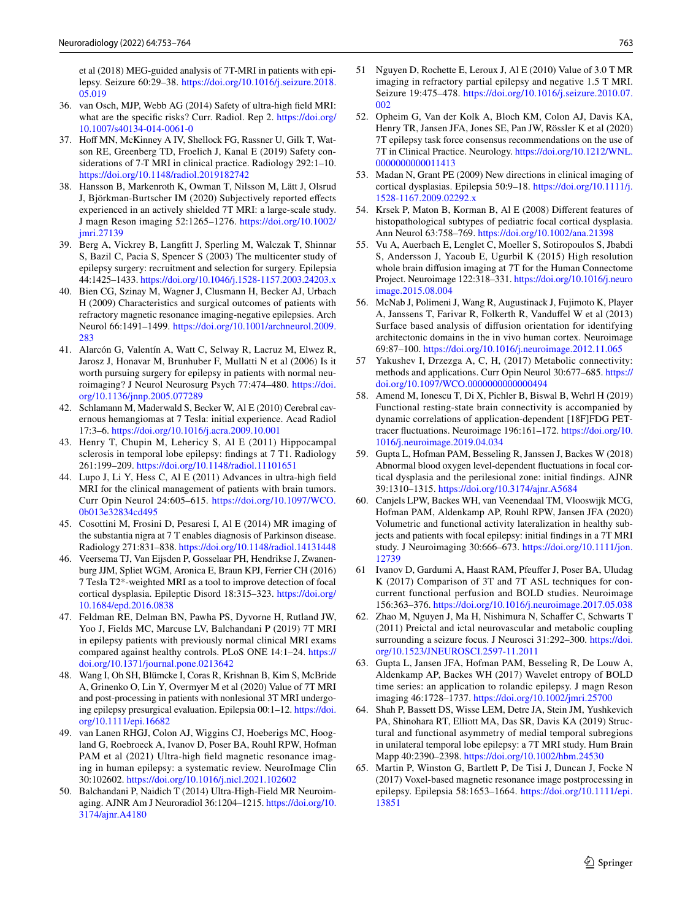et al (2018) MEG-guided analysis of 7T-MRI in patients with epilepsy. Seizure 60:29–38. https://doi.org/10.1016/j.seizure.2018.05.019

36. van Osch, MJP, Webb AG (2014) Safety of ultra-high field MRI: what are the specific risks? Curr. Radiol. Rep 2. https://doi.org/10.1007/s40134-014-0061-0
37. Hoff MN, McKinney A IV, Shellock FG, Rassner U, Gilk T, Watson RE, Greenberg TD, Froelich J, Kanal E (2019) Safety considerations of 7-T MRI in clinical practice. Radiology 292:1–10. https://doi.org/10.1148/radiol.2019182742
38. Hansson B, Markenroth K, Owman T, Nilsson M, Lätt J, Olsrud J, Björkman-Burtscher IM (2020) Subjectively reported effects experienced in an actively shielded 7T MRI: a large-scale study. J magn Reson imaging 52:1265–1276. https://doi.org/10.1002/jmri.27139
39. Berg A, Vickrey B, Langfitt J, Sperling M, Walczak T, Shinnar S, Bazil C, Pacia S, Spencer S (2003) The multicenter study of epilepsy surgery: recruitment and selection for surgery. Epilepsia 44:1425–1433. https://doi.org/10.1046/j.1528-1157.2003.24203.x
40. Bien CG, Szinay M, Wagner J, Clusmann H, Becker AJ, Urbach H (2009) Characteristics and surgical outcomes of patients with refractory magnetic resonance imaging-negative epilepsies. Arch Neurol 66:1491–1499. https://doi.org/10.1001/archneurol.2009.283
41. Alarcón G, Valentín A, Watt C, Selway R, Lacruz M, Elwez R, Jarosz J, Honavar M, Brunhuber F, Mullatti N et al (2006) Is it worth pursuing surgery for epilepsy in patients with normal neuroimaging? J Neurol Neurosurg Psych 77:474–480. https://doi.org/10.1136/jnnp.2005.077289
42. Schlamann M, Maderwald S, Becker W, Al E (2010) Cerebral cavernous hemangiomas at 7 Tesla: initial experience. Acad Radiol 17:3–6. https://doi.org/10.1016/j.acra.2009.10.001
43. Henry T, Chupin M, Lehericy S, Al E (2011) Hippocampal sclerosis in temporal lobe epilepsy: findings at 7 T1. Radiology 261:199–209. https://doi.org/10.1148/radiol.11101651
44. Lupo J, Li Y, Hess C, Al E (2011) Advances in ultra-high field MRI for the clinical management of patients with brain tumors. Curr Opin Neurol 24:605–615. https://doi.org/10.1097/WCO.0b013e32834cd495
45. Cosottini M, Frosini D, Pesaresi I, Al E (2014) MR imaging of the substantia nigra at 7 T enables diagnosis of Parkinson disease. Radiology 271:831–838. https://doi.org/10.1148/radiol.14131448
46. Veersema TJ, Van Eijsden P, Gosselaar PH, Hendrikse J, Zwanenburg JJM, Spliet WGM, Aronica E, Braun KPJ, Ferrier CH (2016) 7 Tesla T2*-weighted MRI as a tool to improve detection of focal cortical dysplasia. Epileptic Disord 18:315–323. https://doi.org/10.1684/epd.2016.0838
47. Feldman RE, Delman BN, Pawha PS, Dyvorne H, Rutland JW, Yoo J, Fields MC, Marcuse LV, Balchandani P (2019) 7T MRI in epilepsy patients with previously normal clinical MRI exams compared against healthy controls. PLoS ONE 14:1–24. https://doi.org/10.1371/journal.pone.0213642
48. Wang I, Oh SH, Blümcke I, Coras R, Krishnan B, Kim S, McBride A, Grinenko O, Lin Y, Overmyer M et al (2020) Value of 7T MRI and post-processing in patients with nonlesional 3T MRI undergoing epilepsy presurgical evaluation. Epilepsia 00:1–12. https://doi.org/10.1111/epi.16682
49. van Lanen RHGJ, Colon AJ, Wiggins CJ, Hoeberigs MC, Hoogland G, Roebroeck A, Ivanov D, Poser BA, Rouhl RPW, Hofman PAM et al (2021) Ultra-high field magnetic resonance imaging in human epilepsy: a systematic review. NeuroImage Clin 30:102602. https://doi.org/10.1016/j.nicl.2021.102602
50. Balchandani P, Naidich T (2014) Ultra-High-Field MR Neuroimaging. AJNR Am J Neuroradiol 36:1204–1215. https://doi.org/10.3174/ajnr.A4180
51. Nguyen D, Rochette E, Leroux J, Al E (2010) Value of 3.0 T MR imaging in refractory partial epilepsy and negative 1.5 T MRI. Seizure 19:475–478. https://doi.org/10.1016/j.seizure.2010.07.002
52. Opheim G, Van der Kolk A, Bloch KM, Colon AJ, Davis KA, Henry TR, Jansen JFA, Jones SE, Pan JW, Rössler K et al (2020) 7T epilepsy task force consensus recommendations on the use of 7T in Clinical Practice. Neurology. https://doi.org/10.1212/WNL.0000000000011413
53. Madan N, Grant PE (2009) New directions in clinical imaging of cortical dysplasias. Epilepsia 50:9–18. https://doi.org/10.1111/j.1528-1167.2009.02292.x
54. Krsek P, Maton B, Korman B, Al E (2008) Different features of histopathological subtypes of pediatric focal cortical dysplasia. Ann Neurol 63:758–769. https://doi.org/10.1002/ana.21398
55. Vu A, Auerbach E, Lenglet C, Moeller S, Sotiropoulos S, Jbabdi S, Andersson J, Yacoub E, Ugurbil K (2015) High resolution whole brain diffusion imaging at 7T for the Human Connectome Project. Neuroimage 122:318–331. https://doi.org/10.1016/j.neuroimage.2015.08.004
56. McNab J, Polimeni J, Wang R, Augustinack J, Fujimoto K, Player A, Janssens T, Farivar R, Folkerth R, Vanduffel W et al (2013) Surface based analysis of diffusion orientation for identifying architectonic domains in the in vivo human cortex. Neuroimage 69:87–100. https://doi.org/10.1016/j.neuroimage.2012.11.065
57. Yakushev I, Drzezga A, C, H, (2017) Metabolic connectivity: methods and applications. Curr Opin Neurol 30:677–685. https://doi.org/10.1097/WCO.0000000000000494
58. Amend M, Ionescu T, Di X, Pichler B, Biswal B, Wehrl H (2019) Functional resting-state brain connectivity is accompanied by dynamic correlations of application-dependent [18F]FDG PET-tracer fluctuations. Neuroimage 196:161–172. https://doi.org/10.1016/j.neuroimage.2019.04.034
59. Gupta L, Hofman PAM, Besseling R, Janssen J, Backes W (2018) Abnormal blood oxygen level-dependent fluctuations in focal cortical dysplasia and the perilesional zone: initial findings. AJNR 39:1310–1315. https://doi.org/10.3174/ajnr.A5684
60. Canjels LPW, Backes WH, van Veenendaal TM, Vlooswijk MCG, Hofman PAM, Aldenkamp AP, Rouhl RPW, Jansen JFA (2020) Volumetric and functional activity lateralization in healthy subjects and patients with focal epilepsy: initial findings in a 7T MRI study. J Neuroimaging 30:666–673. https://doi.org/10.1111/jon.12739
61. Ivanov D, Gardumi A, Haast RAM, Pfeuffer J, Poser BA, Uludag K (2017) Comparison of 3T and 7T ASL techniques for concurrent functional perfusion and BOLD studies. Neuroimage 156:363–376. https://doi.org/10.1016/j.neuroimage.2017.05.038
62. Zhao M, Nguyen J, Ma H, Nishimura N, Schaffer C, Schwarts T (2011) Preictal and ictal neurovascular and metabolic coupling surrounding a seizure focus. J Neurosci 31:292–300. https://doi.org/10.1523/JNEUROSCI.2597-11.2011
63. Gupta L, Jansen JFA, Hofman PAM, Besseling R, De Louw A, Aldenkamp AP, Backes WH (2017) Wavelet entropy of BOLD time series: an application to rolandic epilepsy. J magn Reson imaging 46:1728–1737. https://doi.org/10.1002/jmri.25700
64. Shah P, Bassett DS, Wisse LEM, Detre JA, Stein JM, Yushkevich PA, Shinohara RT, Elliott MA, Das SR, Davis KA (2019) Structural and functional asymmetry of medial temporal subregions in unilateral temporal lobe epilepsy: a 7T MRI study. Hum Brain Mapp 40:2390–2398. https://doi.org/10.1002/hbm.24530
65. Martin P, Winston G, Bartlett P, De Tisi J, Duncan J, Focke N (2017) Voxel-based magnetic resonance image postprocessing in epilepsy. Epilepsia 58:1653–1664. https://doi.org/10.1111/epi.13851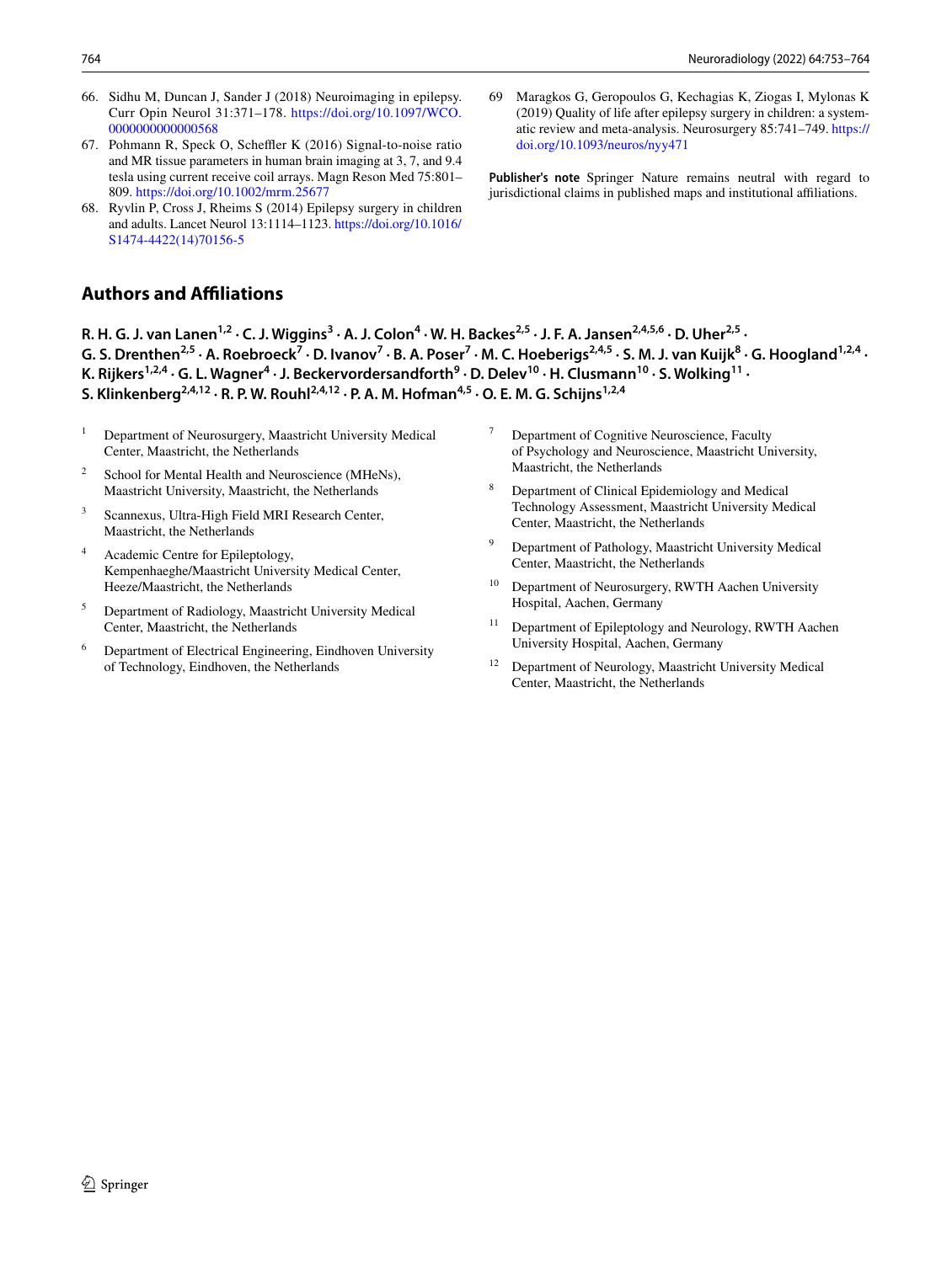66. Sidhu M, Duncan J, Sander J (2018) Neuroimaging in epilepsy. Curr Opin Neurol 31:371–178. https://doi.org/10.1097/WCO.0000000000000568
67. Pohmann R, Speck O, Scheffler K (2016) Signal-to-noise ratio and MR tissue parameters in human brain imaging at 3, 7, and 9.4 tesla using current receive coil arrays. Magn Reson Med 75:801–809. https://doi.org/10.1002/mrm.25677
68. Ryvlin P, Cross J, Rheims S (2014) Epilepsy surgery in children and adults. Lancet Neurol 13:1114–1123. https://doi.org/10.1016/S1474-4422(14)70156-5
69. Maragkos G, Geropoulos G, Kechagias K, Ziogas I, Mylonas K (2019) Quality of life after epilepsy surgery in children: a systematic review and meta-analysis. Neurosurgery 85:741–749. https://doi.org/10.1093/neuros/nyy471

**Publisher's note** Springer Nature remains neutral with regard to jurisdictional claims in published maps and institutional affiliations.

## Authors and Affiliations

**R. H. G. J. van Lanen[1,2] · C. J. Wiggins[3] · A. J. Colon[4] · W. H. Backes[2,5] · J. F. A. Jansen[2,4,5,6] · D. Uher[2,5] · G. S. Drenthen[2,5] · A. Roebroeck[7] · D. Ivanov[7] · B. A. Poser[7] · M. C. Hoeberigs[2,4,5] · S. M. J. van Kuijk[8] · G. Hoogland[1,2,4] · K. Rijkers[1,2,4] · G. L. Wagner[4] · J. Beckervordersandforth[9] · D. Delev[10] · H. Clusmann[10] · S. Wolking[11] · S. Klinkenberg[2,4,12] · R. P. W. Rouhl[2,4,12] · P. A. M. Hofman[4,5] · O. E. M. G. Schijns[1,2,4]**

1. Department of Neurosurgery, Maastricht University Medical Center, Maastricht, the Netherlands
2. School for Mental Health and Neuroscience (MHeNs), Maastricht University, Maastricht, the Netherlands
3. Scannexus, Ultra-High Field MRI Research Center, Maastricht, the Netherlands
4. Academic Centre for Epileptology, Kempenhaeghe/Maastricht University Medical Center, Heeze/Maastricht, the Netherlands
5. Department of Radiology, Maastricht University Medical Center, Maastricht, the Netherlands
6. Department of Electrical Engineering, Eindhoven University of Technology, Eindhoven, the Netherlands
7. Department of Cognitive Neuroscience, Faculty of Psychology and Neuroscience, Maastricht University, Maastricht, the Netherlands
8. Department of Clinical Epidemiology and Medical Technology Assessment, Maastricht University Medical Center, Maastricht, the Netherlands
9. Department of Pathology, Maastricht University Medical Center, Maastricht, the Netherlands
10. Department of Neurosurgery, RWTH Aachen University Hospital, Aachen, Germany
11. Department of Epileptology and Neurology, RWTH Aachen University Hospital, Aachen, Germany
12. Department of Neurology, Maastricht University Medical Center, Maastricht, the Netherlands